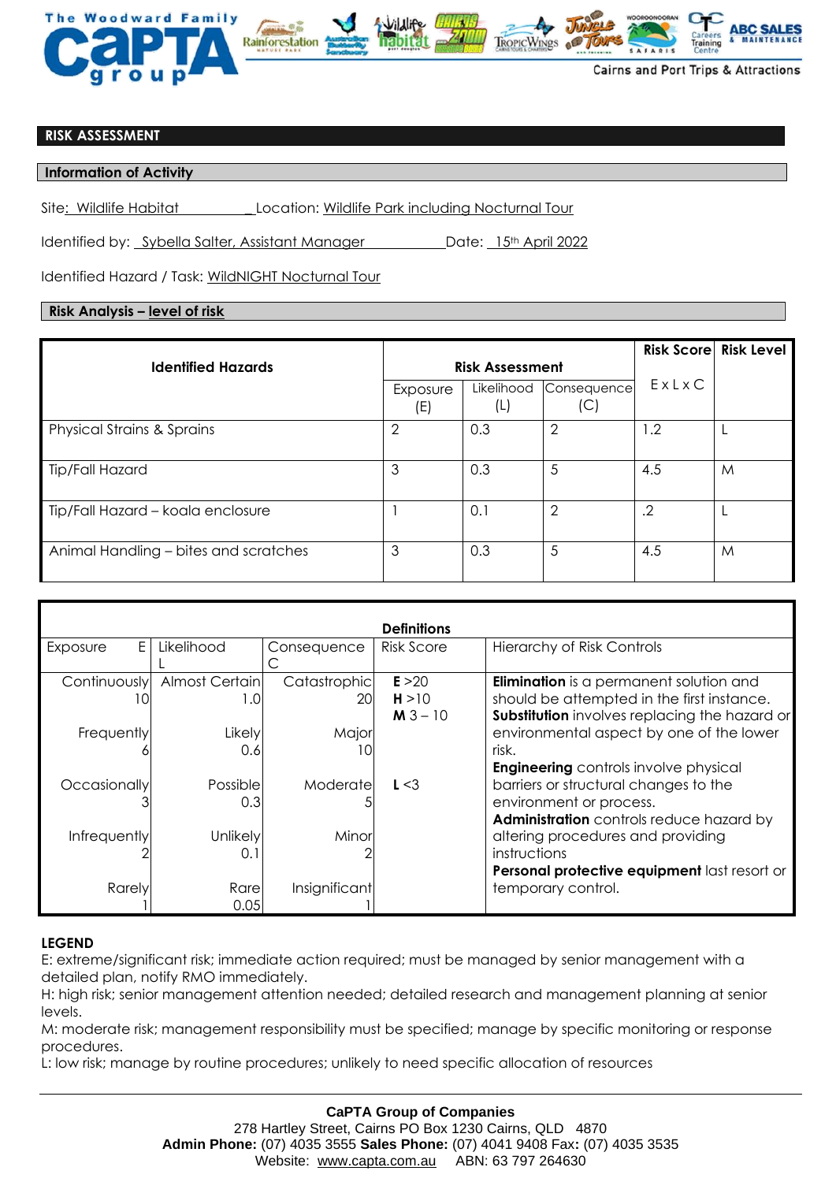The Woodward Family CaPTA group

Cairns and Port Trips & Attractions

## RISK ASSESSMENT

### Information of Activity

Site: Wildlife Habitat Location: Wildlife Park including Nocturnal Tour

Identified by: Sybella Salter, Assistant Manager Date: 15th April 2022

Identified Hazard / Task: WildNIGHT Nocturnal Tour

### Risk Analysis – level of risk

| Identified Hazards | Risk Assessment | | | Risk Score | Risk Level |
|---|---|---|---|---|---|
| | Exposure (E) | Likelihood (L) | Consequence (C) | E x L x C | |
| Physical Strains & Sprains | 2 | 0.3 | 2 | 1.2 | L |
| Tip/Fall Hazard | 3 | 0.3 | 5 | 4.5 | M |
| Tip/Fall Hazard – koala enclosure | 1 | 0.1 | 2 | .2 | L |
| Animal Handling – bites and scratches | 3 | 0.3 | 5 | 4.5 | M |

**Definitions**

| Exposure E | Likelihood L | Consequence C | Risk Score | Hierarchy of Risk Controls |
|---|---|---|---|---|
| Continuously 10 | Almost Certain 1.0 | Catastrophic 20 | **E** >20<br>**H** >10<br>**M** 3 – 10 | **Elimination** is a permanent solution and should be attempted in the first instance.<br>**Substitution** involves replacing the hazard or environmental aspect by one of the lower risk. |
| Frequently 6 | Likely 0.6 | Major 10 | | |
| Occasionally 3 | Possible 0.3 | Moderate 5 | **L** <3 | **Engineering** controls involve physical barriers or structural changes to the environment or process. |
| Infrequently 2 | Unlikely 0.1 | Minor 2 | | **Administration** controls reduce hazard by altering procedures and providing instructions |
| Rarely 1 | Rare 0.05 | Insignificant 1 | | **Personal protective equipment** last resort or temporary control. |

**LEGEND**

E: extreme/significant risk; immediate action required; must be managed by senior management with a detailed plan, notify RMO immediately.

H: high risk; senior management attention needed; detailed research and management planning at senior levels.

M: moderate risk; management responsibility must be specified; manage by specific monitoring or response procedures.

L: low risk; manage by routine procedures; unlikely to need specific allocation of resources

**CaPTA Group of Companies**
278 Hartley Street, Cairns PO Box 1230 Cairns, QLD 4870
**Admin Phone:** (07) 4035 3555 **Sales Phone:** (07) 4041 9408 Fax**:** (07) 4035 3535
Website: www.capta.com.au ABN: 63 797 264630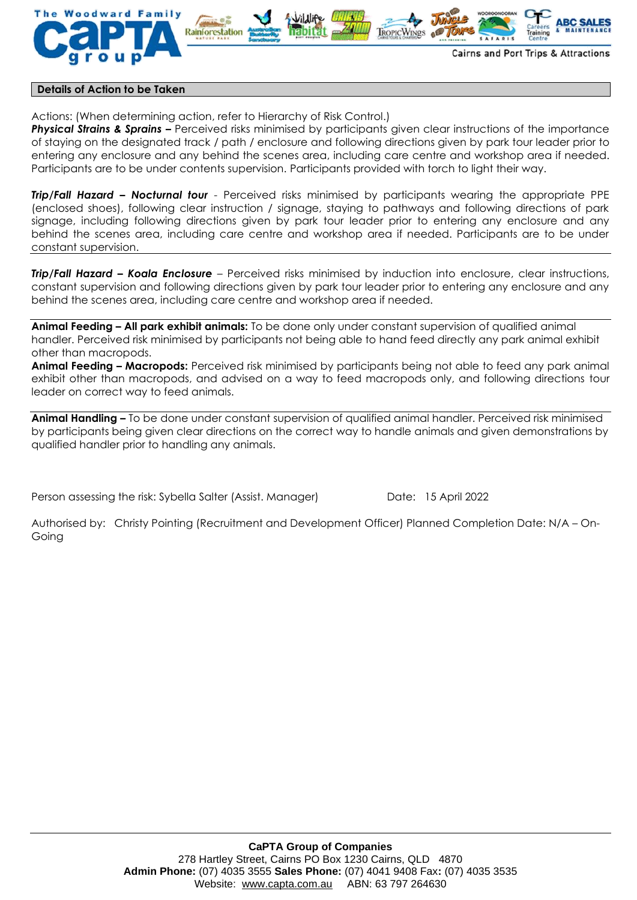## Details of Action to be Taken

Actions: (When determining action, refer to Hierarchy of Risk Control.)

***Physical Strains & Sprains –*** Perceived risks minimised by participants given clear instructions of the importance of staying on the designated track / path / enclosure and following directions given by park tour leader prior to entering any enclosure and any behind the scenes area, including care centre and workshop area if needed. Participants are to be under contents supervision. Participants provided with torch to light their way.

***Trip/Fall Hazard – Nocturnal tour*** - Perceived risks minimised by participants wearing the appropriate PPE (enclosed shoes), following clear instruction / signage, staying to pathways and following directions of park signage, including following directions given by park tour leader prior to entering any enclosure and any behind the scenes area, including care centre and workshop area if needed. Participants are to be under constant supervision.

***Trip/Fall Hazard – Koala Enclosure*** – Perceived risks minimised by induction into enclosure, clear instructions, constant supervision and following directions given by park tour leader prior to entering any enclosure and any behind the scenes area, including care centre and workshop area if needed.

**Animal Feeding – All park exhibit animals:** To be done only under constant supervision of qualified animal handler. Perceived risk minimised by participants not being able to hand feed directly any park animal exhibit other than macropods.

**Animal Feeding – Macropods:** Perceived risk minimised by participants being not able to feed any park animal exhibit other than macropods, and advised on a way to feed macropods only, and following directions tour leader on correct way to feed animals.

**Animal Handling –** To be done under constant supervision of qualified animal handler. Perceived risk minimised by participants being given clear directions on the correct way to handle animals and given demonstrations by qualified handler prior to handling any animals.

Person assessing the risk: Sybella Salter (Assist. Manager) Date: 15 April 2022

Authorised by: Christy Pointing (Recruitment and Development Officer) Planned Completion Date: N/A – On-Going